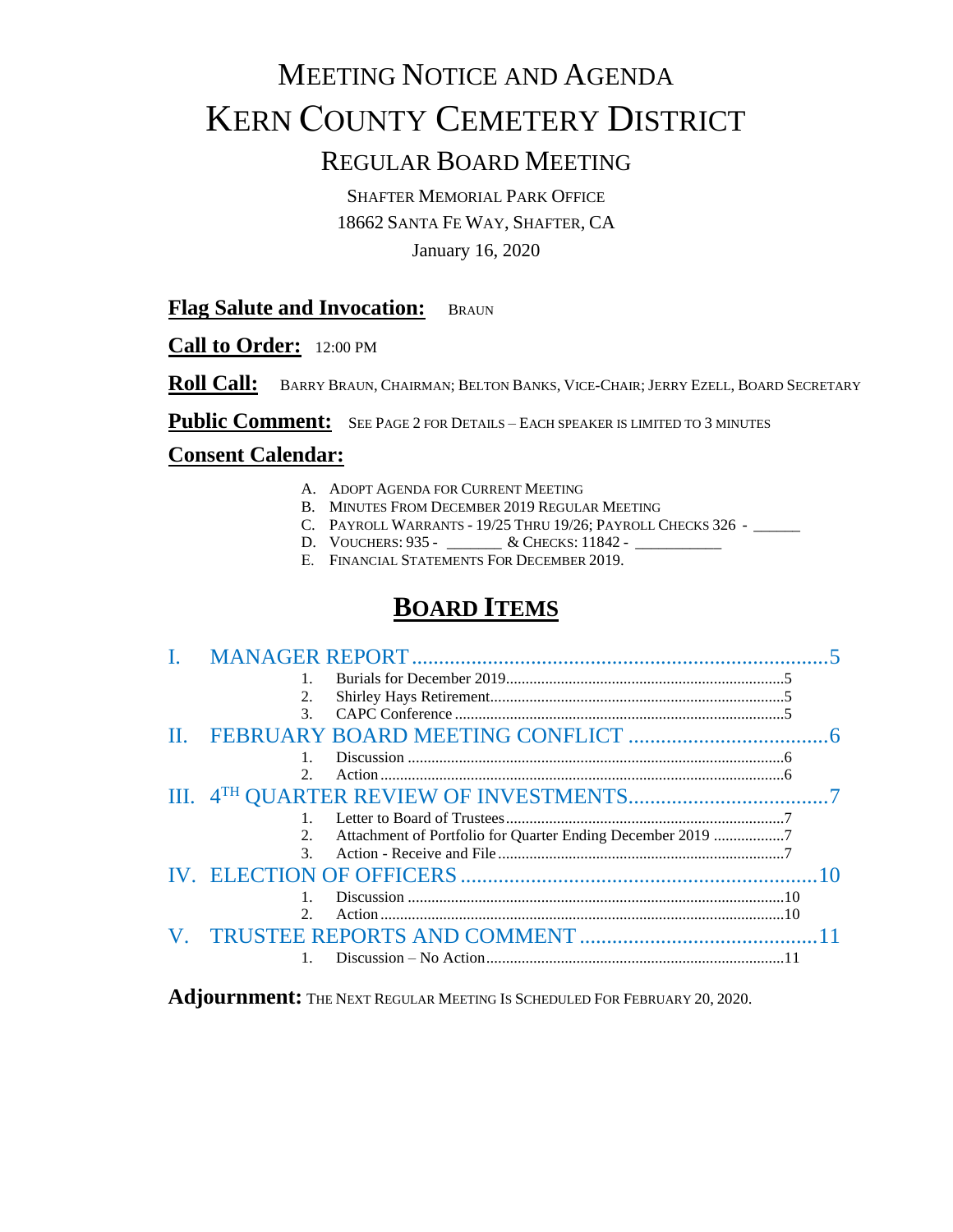# Meeting Notice and Agenda

# Kern County Cemetery District

## Regular Board Meeting

Shafter Memorial Park Office
18662 Santa Fe Way, Shafter, CA
January 16, 2020

**Flag Salute and Invocation:** Braun

**Call to Order:** 12:00 PM

**Roll Call:** Barry Braun, Chairman; Belton Banks, Vice-Chair; Jerry Ezell, Board Secretary

**Public Comment:** See Page 2 for Details – Each speaker is limited to 3 minutes

**Consent Calendar:**

A. Adopt Agenda for Current Meeting
B. Minutes From December 2019 Regular Meeting
C. Payroll Warrants - 19/25 Thru 19/26; Payroll Checks 326 - ______
D. Vouchers: 935 - _______ & Checks: 11842 - ___________
E. Financial Statements For December 2019.

## Board Items

I. MANAGER REPORT .......... 5
1. Burials for December 2019 .......... 5
2. Shirley Hays Retirement .......... 5
3. CAPC Conference .......... 5

II. FEBRUARY BOARD MEETING CONFLICT .......... 6
1. Discussion .......... 6
2. Action .......... 6

III. 4TH QUARTER REVIEW OF INVESTMENTS .......... 7
1. Letter to Board of Trustees .......... 7
2. Attachment of Portfolio for Quarter Ending December 2019 .......... 7
3. Action - Receive and File .......... 7

IV. ELECTION OF OFFICERS .......... 10
1. Discussion .......... 10
2. Action .......... 10

V. TRUSTEE REPORTS AND COMMENT .......... 11
1. Discussion – No Action .......... 11

**Adjournment:** The Next Regular Meeting Is Scheduled For February 20, 2020.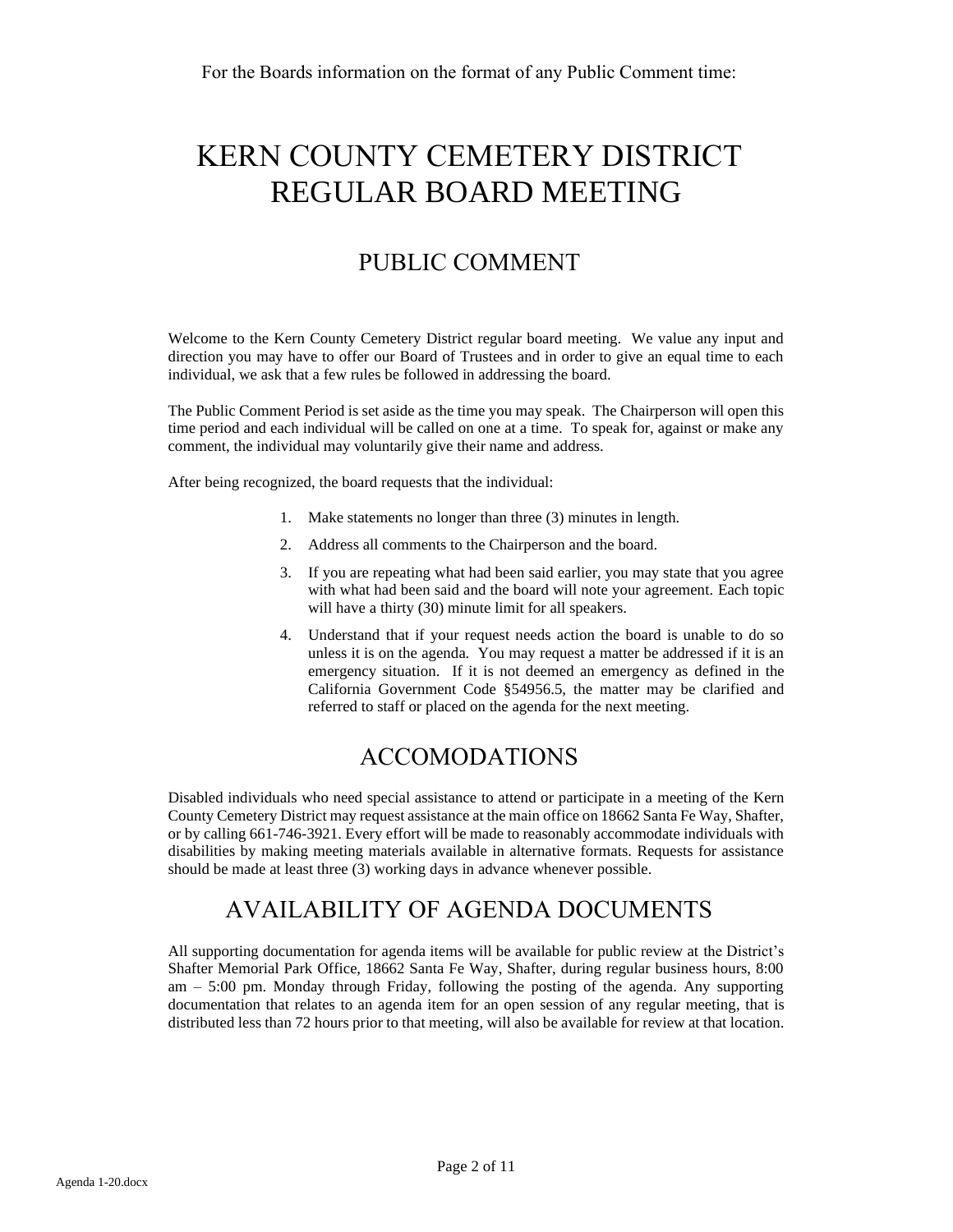For the Boards information on the format of any Public Comment time:

# KERN COUNTY CEMETERY DISTRICT REGULAR BOARD MEETING

## PUBLIC COMMENT

Welcome to the Kern County Cemetery District regular board meeting. We value any input and direction you may have to offer our Board of Trustees and in order to give an equal time to each individual, we ask that a few rules be followed in addressing the board.

The Public Comment Period is set aside as the time you may speak. The Chairperson will open this time period and each individual will be called on one at a time. To speak for, against or make any comment, the individual may voluntarily give their name and address.

After being recognized, the board requests that the individual:

1. Make statements no longer than three (3) minutes in length.
2. Address all comments to the Chairperson and the board.
3. If you are repeating what had been said earlier, you may state that you agree with what had been said and the board will note your agreement. Each topic will have a thirty (30) minute limit for all speakers.
4. Understand that if your request needs action the board is unable to do so unless it is on the agenda. You may request a matter be addressed if it is an emergency situation. If it is not deemed an emergency as defined in the California Government Code §54956.5, the matter may be clarified and referred to staff or placed on the agenda for the next meeting.

## ACCOMODATIONS

Disabled individuals who need special assistance to attend or participate in a meeting of the Kern County Cemetery District may request assistance at the main office on 18662 Santa Fe Way, Shafter, or by calling 661-746-3921. Every effort will be made to reasonably accommodate individuals with disabilities by making meeting materials available in alternative formats. Requests for assistance should be made at least three (3) working days in advance whenever possible.

## AVAILABILITY OF AGENDA DOCUMENTS

All supporting documentation for agenda items will be available for public review at the District's Shafter Memorial Park Office, 18662 Santa Fe Way, Shafter, during regular business hours, 8:00 am – 5:00 pm. Monday through Friday, following the posting of the agenda. Any supporting documentation that relates to an agenda item for an open session of any regular meeting, that is distributed less than 72 hours prior to that meeting, will also be available for review at that location.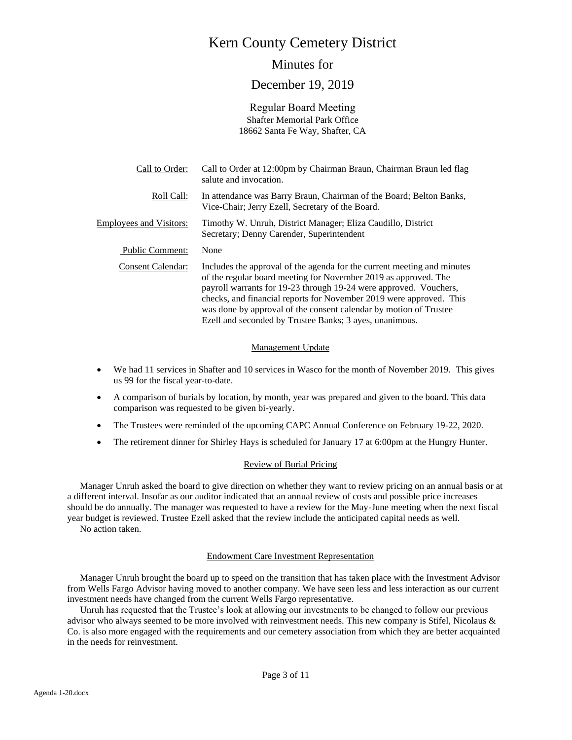# Kern County Cemetery District

## Minutes for

## December 19, 2019

### Regular Board Meeting

Shafter Memorial Park Office
18662 Santa Fe Way, Shafter, CA

| | |
|---|---|
| Call to Order: | Call to Order at 12:00pm by Chairman Braun, Chairman Braun led flag salute and invocation. |
| Roll Call: | In attendance was Barry Braun, Chairman of the Board; Belton Banks, Vice-Chair; Jerry Ezell, Secretary of the Board. |
| Employees and Visitors: | Timothy W. Unruh, District Manager; Eliza Caudillo, District Secretary; Denny Carender, Superintendent |
| Public Comment: | None |
| Consent Calendar: | Includes the approval of the agenda for the current meeting and minutes of the regular board meeting for November 2019 as approved. The payroll warrants for 19-23 through 19-24 were approved. Vouchers, checks, and financial reports for November 2019 were approved. This was done by approval of the consent calendar by motion of Trustee Ezell and seconded by Trustee Banks; 3 ayes, unanimous. |

#### Management Update

- We had 11 services in Shafter and 10 services in Wasco for the month of November 2019. This gives us 99 for the fiscal year-to-date.
- A comparison of burials by location, by month, year was prepared and given to the board. This data comparison was requested to be given bi-yearly.
- The Trustees were reminded of the upcoming CAPC Annual Conference on February 19-22, 2020.
- The retirement dinner for Shirley Hays is scheduled for January 17 at 6:00pm at the Hungry Hunter.

#### Review of Burial Pricing

Manager Unruh asked the board to give direction on whether they want to review pricing on an annual basis or at a different interval. Insofar as our auditor indicated that an annual review of costs and possible price increases should be do annually. The manager was requested to have a review for the May-June meeting when the next fiscal year budget is reviewed. Trustee Ezell asked that the review include the anticipated capital needs as well.

No action taken.

#### Endowment Care Investment Representation

Manager Unruh brought the board up to speed on the transition that has taken place with the Investment Advisor from Wells Fargo Advisor having moved to another company. We have seen less and less interaction as our current investment needs have changed from the current Wells Fargo representative.

Unruh has requested that the Trustee's look at allowing our investments to be changed to follow our previous advisor who always seemed to be more involved with reinvestment needs. This new company is Stifel, Nicolaus & Co. is also more engaged with the requirements and our cemetery association from which they are better acquainted in the needs for reinvestment.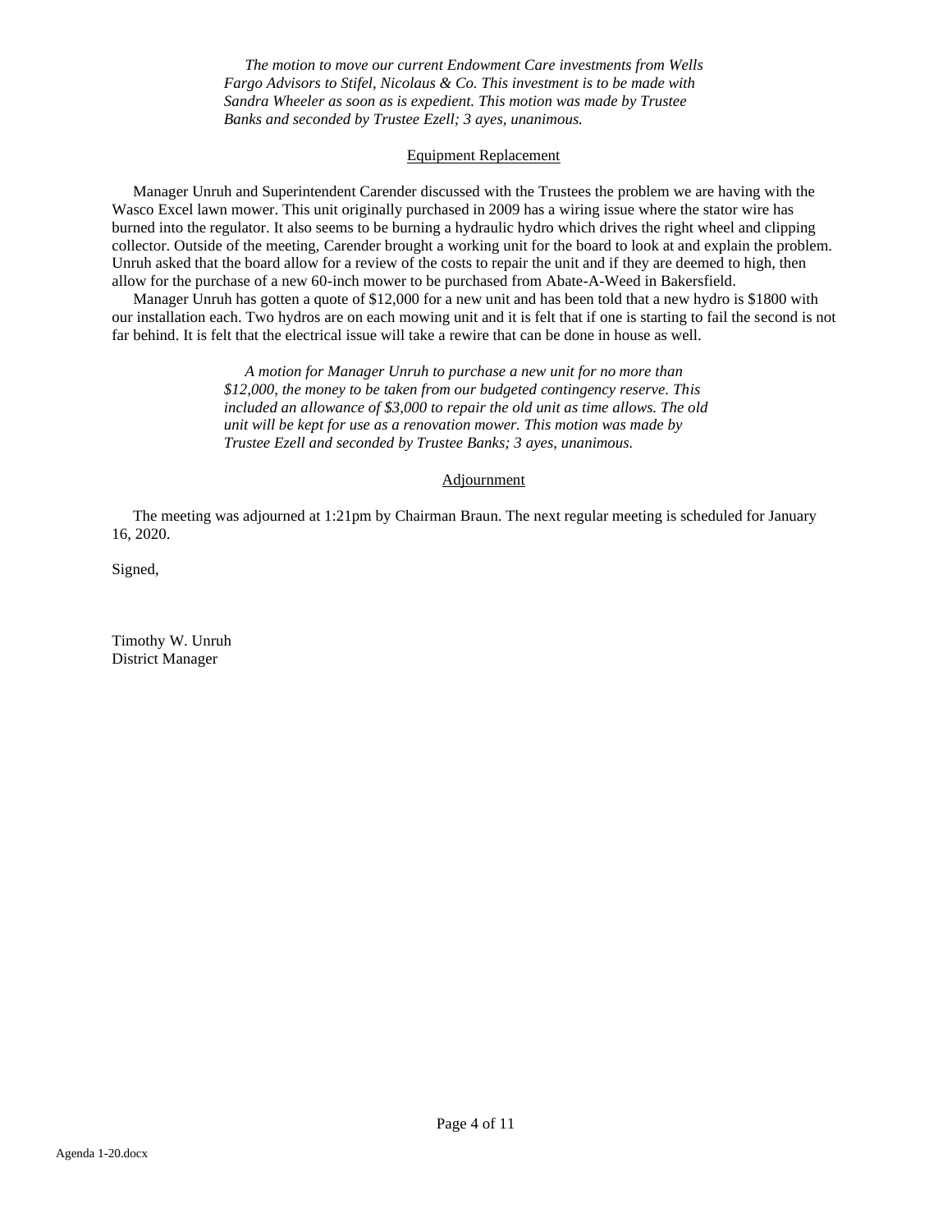*The motion to move our current Endowment Care investments from Wells Fargo Advisors to Stifel, Nicolaus & Co. This investment is to be made with Sandra Wheeler as soon as is expedient. This motion was made by Trustee Banks and seconded by Trustee Ezell; 3 ayes, unanimous.*

## Equipment Replacement

Manager Unruh and Superintendent Carender discussed with the Trustees the problem we are having with the Wasco Excel lawn mower. This unit originally purchased in 2009 has a wiring issue where the stator wire has burned into the regulator. It also seems to be burning a hydraulic hydro which drives the right wheel and clipping collector. Outside of the meeting, Carender brought a working unit for the board to look at and explain the problem. Unruh asked that the board allow for a review of the costs to repair the unit and if they are deemed to high, then allow for the purchase of a new 60-inch mower to be purchased from Abate-A-Weed in Bakersfield.

Manager Unruh has gotten a quote of $12,000 for a new unit and has been told that a new hydro is $1800 with our installation each. Two hydros are on each mowing unit and it is felt that if one is starting to fail the second is not far behind. It is felt that the electrical issue will take a rewire that can be done in house as well.

*A motion for Manager Unruh to purchase a new unit for no more than $12,000, the money to be taken from our budgeted contingency reserve. This included an allowance of $3,000 to repair the old unit as time allows. The old unit will be kept for use as a renovation mower. This motion was made by Trustee Ezell and seconded by Trustee Banks; 3 ayes, unanimous.*

## Adjournment

The meeting was adjourned at 1:21pm by Chairman Braun. The next regular meeting is scheduled for January 16, 2020.

Signed,

Timothy W. Unruh
District Manager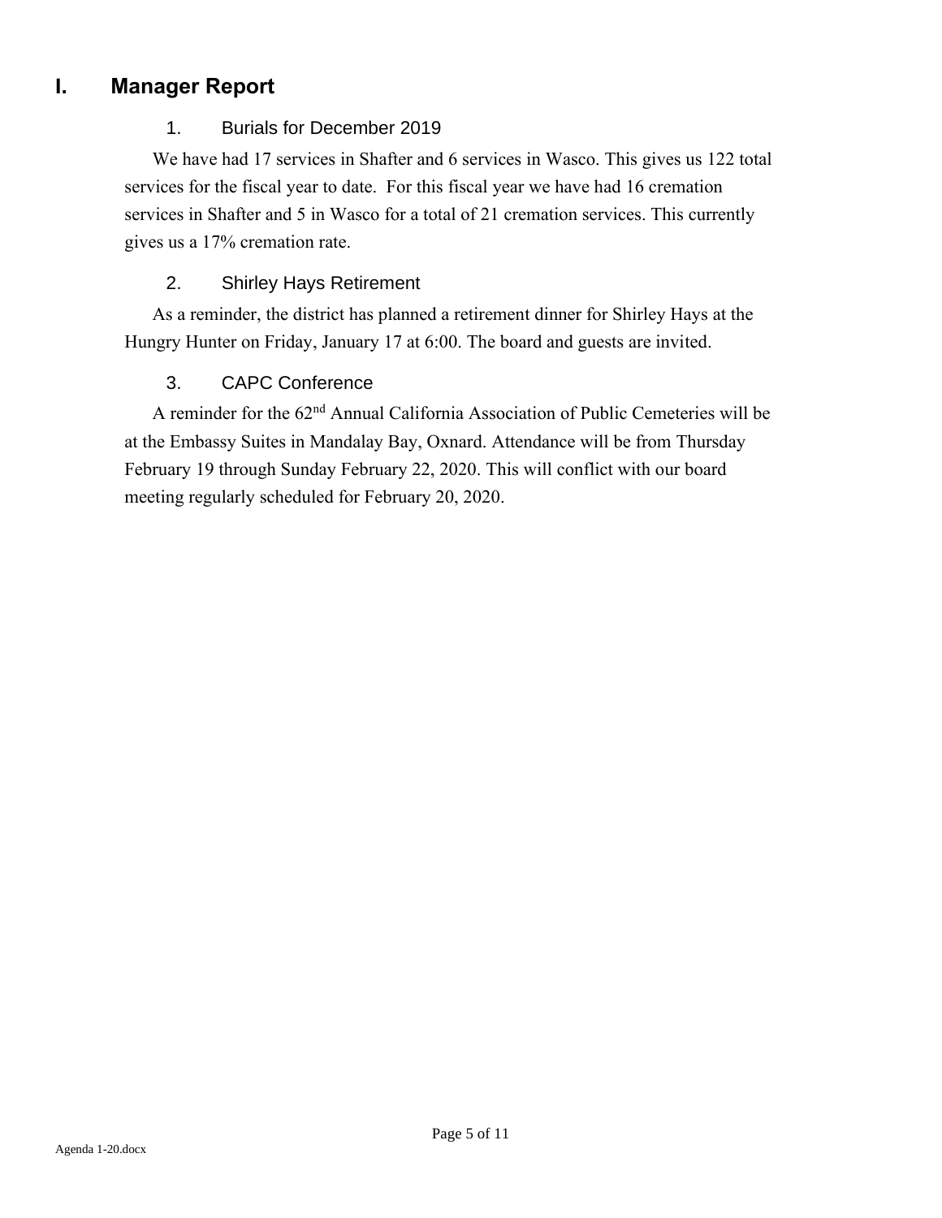# I. Manager Report

## 1. Burials for December 2019

We have had 17 services in Shafter and 6 services in Wasco. This gives us 122 total services for the fiscal year to date. For this fiscal year we have had 16 cremation services in Shafter and 5 in Wasco for a total of 21 cremation services. This currently gives us a 17% cremation rate.

## 2. Shirley Hays Retirement

As a reminder, the district has planned a retirement dinner for Shirley Hays at the Hungry Hunter on Friday, January 17 at 6:00. The board and guests are invited.

## 3. CAPC Conference

A reminder for the 62nd Annual California Association of Public Cemeteries will be at the Embassy Suites in Mandalay Bay, Oxnard. Attendance will be from Thursday February 19 through Sunday February 22, 2020. This will conflict with our board meeting regularly scheduled for February 20, 2020.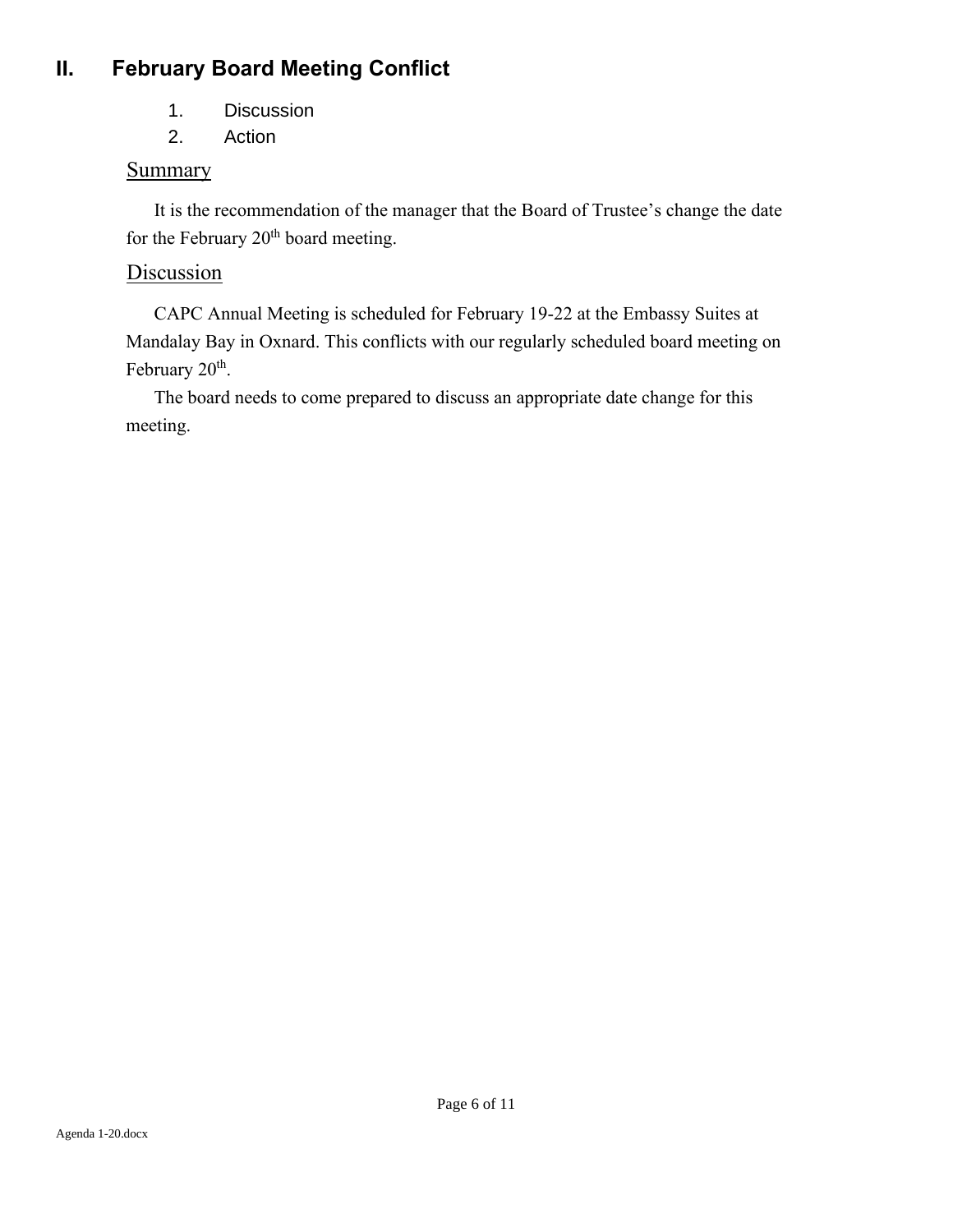## II. February Board Meeting Conflict

1. Discussion
2. Action

### Summary

It is the recommendation of the manager that the Board of Trustee's change the date for the February 20th board meeting.

### Discussion

CAPC Annual Meeting is scheduled for February 19-22 at the Embassy Suites at Mandalay Bay in Oxnard. This conflicts with our regularly scheduled board meeting on February 20th.

The board needs to come prepared to discuss an appropriate date change for this meeting.

Agenda 1-20.docx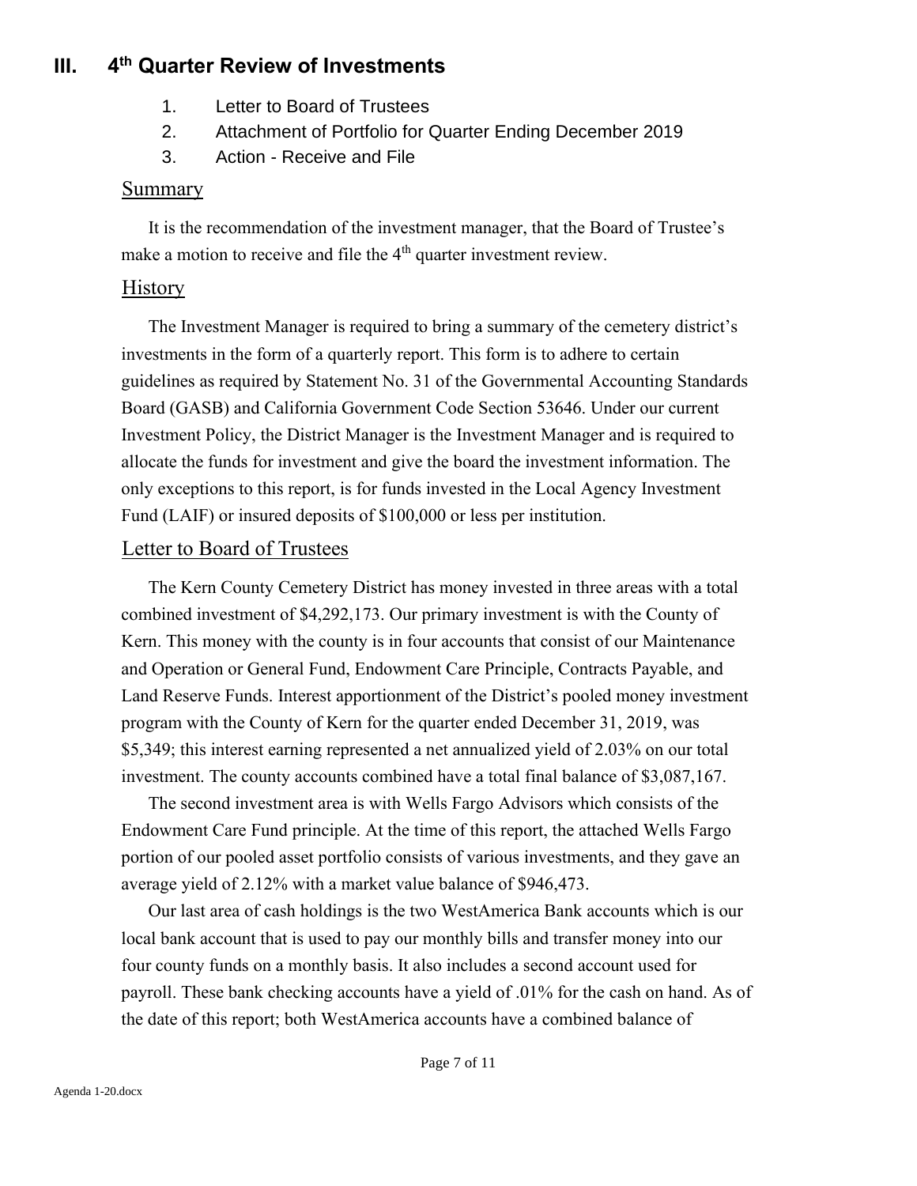# III. 4th Quarter Review of Investments

1. Letter to Board of Trustees
2. Attachment of Portfolio for Quarter Ending December 2019
3. Action - Receive and File

## Summary

It is the recommendation of the investment manager, that the Board of Trustee's make a motion to receive and file the 4th quarter investment review.

## History

The Investment Manager is required to bring a summary of the cemetery district's investments in the form of a quarterly report. This form is to adhere to certain guidelines as required by Statement No. 31 of the Governmental Accounting Standards Board (GASB) and California Government Code Section 53646. Under our current Investment Policy, the District Manager is the Investment Manager and is required to allocate the funds for investment and give the board the investment information. The only exceptions to this report, is for funds invested in the Local Agency Investment Fund (LAIF) or insured deposits of $100,000 or less per institution.

## Letter to Board of Trustees

The Kern County Cemetery District has money invested in three areas with a total combined investment of $4,292,173. Our primary investment is with the County of Kern. This money with the county is in four accounts that consist of our Maintenance and Operation or General Fund, Endowment Care Principle, Contracts Payable, and Land Reserve Funds. Interest apportionment of the District's pooled money investment program with the County of Kern for the quarter ended December 31, 2019, was $5,349; this interest earning represented a net annualized yield of 2.03% on our total investment. The county accounts combined have a total final balance of $3,087,167.

The second investment area is with Wells Fargo Advisors which consists of the Endowment Care Fund principle. At the time of this report, the attached Wells Fargo portion of our pooled asset portfolio consists of various investments, and they gave an average yield of 2.12% with a market value balance of $946,473.

Our last area of cash holdings is the two WestAmerica Bank accounts which is our local bank account that is used to pay our monthly bills and transfer money into our four county funds on a monthly basis. It also includes a second account used for payroll. These bank checking accounts have a yield of .01% for the cash on hand. As of the date of this report; both WestAmerica accounts have a combined balance of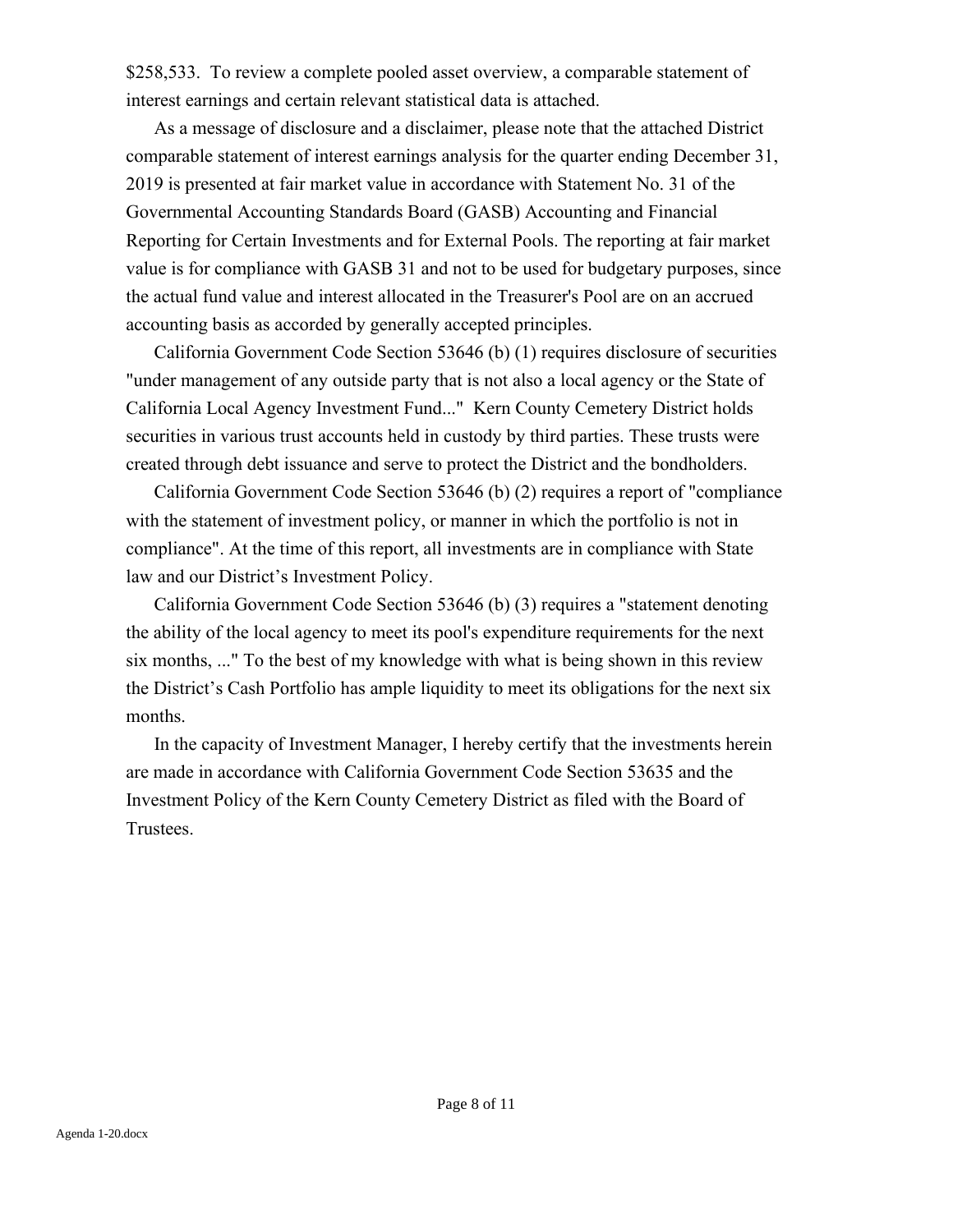$258,533. To review a complete pooled asset overview, a comparable statement of interest earnings and certain relevant statistical data is attached.

As a message of disclosure and a disclaimer, please note that the attached District comparable statement of interest earnings analysis for the quarter ending December 31, 2019 is presented at fair market value in accordance with Statement No. 31 of the Governmental Accounting Standards Board (GASB) Accounting and Financial Reporting for Certain Investments and for External Pools. The reporting at fair market value is for compliance with GASB 31 and not to be used for budgetary purposes, since the actual fund value and interest allocated in the Treasurer's Pool are on an accrued accounting basis as accorded by generally accepted principles.

California Government Code Section 53646 (b) (1) requires disclosure of securities "under management of any outside party that is not also a local agency or the State of California Local Agency Investment Fund..." Kern County Cemetery District holds securities in various trust accounts held in custody by third parties. These trusts were created through debt issuance and serve to protect the District and the bondholders.

California Government Code Section 53646 (b) (2) requires a report of "compliance with the statement of investment policy, or manner in which the portfolio is not in compliance". At the time of this report, all investments are in compliance with State law and our District's Investment Policy.

California Government Code Section 53646 (b) (3) requires a "statement denoting the ability of the local agency to meet its pool's expenditure requirements for the next six months, ..." To the best of my knowledge with what is being shown in this review the District's Cash Portfolio has ample liquidity to meet its obligations for the next six months.

In the capacity of Investment Manager, I hereby certify that the investments herein are made in accordance with California Government Code Section 53635 and the Investment Policy of the Kern County Cemetery District as filed with the Board of Trustees.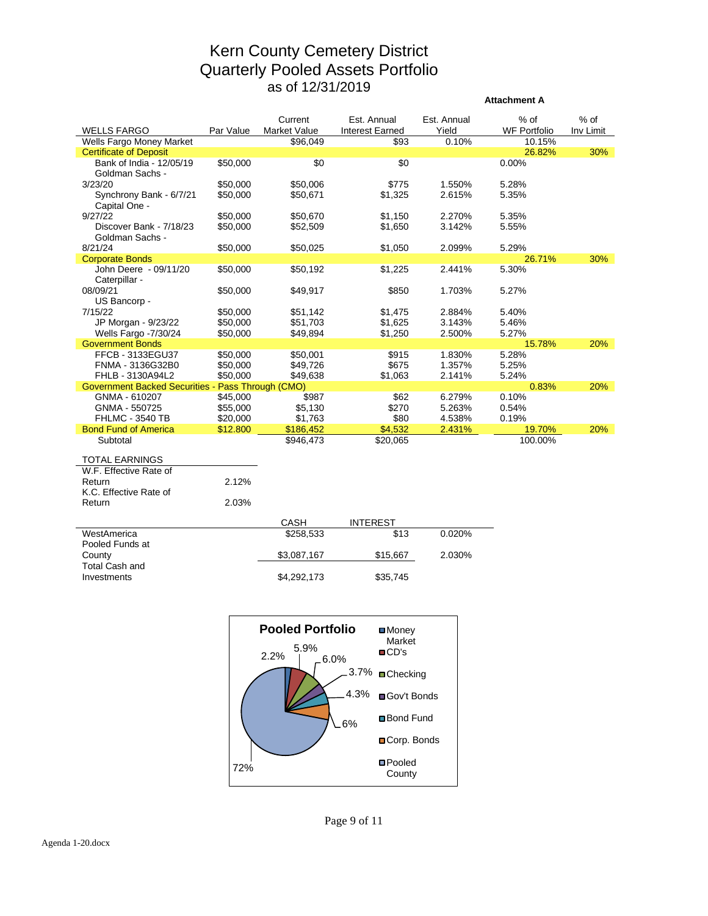# Kern County Cemetery District
## Quarterly Pooled Assets Portfolio
### as of 12/31/2019

**Attachment A**

| WELLS FARGO | Par Value | Current Market Value | Est. Annual Interest Earned | Est. Annual Yield | % of WF Portfolio | % of Inv Limit |
|---|---|---|---|---|---|---|
| Wells Fargo Money Market | | $96,049 | $93 | 0.10% | 10.15% | |
| Certificate of Deposit | | | | | 26.82% | 30% |
| Bank of India - 12/05/19 | $50,000 | $0 | $0 | | 0.00% | |
| Goldman Sachs - 3/23/20 | $50,000 | $50,006 | $775 | 1.550% | 5.28% | |
| Synchrony Bank - 6/7/21 | $50,000 | $50,671 | $1,325 | 2.615% | 5.35% | |
| Capital One - 9/27/22 | $50,000 | $50,670 | $1,150 | 2.270% | 5.35% | |
| Discover Bank - 7/18/23 | $50,000 | $52,509 | $1,650 | 3.142% | 5.55% | |
| Goldman Sachs - 8/21/24 | $50,000 | $50,025 | $1,050 | 2.099% | 5.29% | |
| Corporate Bonds | | | | | 26.71% | 30% |
| John Deere - 09/11/20 | $50,000 | $50,192 | $1,225 | 2.441% | 5.30% | |
| Caterpillar - 08/09/21 | $50,000 | $49,917 | $850 | 1.703% | 5.27% | |
| US Bancorp - 7/15/22 | $50,000 | $51,142 | $1,475 | 2.884% | 5.40% | |
| JP Morgan - 9/23/22 | $50,000 | $51,703 | $1,625 | 3.143% | 5.46% | |
| Wells Fargo -7/30/24 | $50,000 | $49,894 | $1,250 | 2.500% | 5.27% | |
| Government Bonds | | | | | 15.78% | 20% |
| FFCB - 3133EGU37 | $50,000 | $50,001 | $915 | 1.830% | 5.28% | |
| FNMA - 3136G32B0 | $50,000 | $49,726 | $675 | 1.357% | 5.25% | |
| FHLB - 3130A94L2 | $50,000 | $49,638 | $1,063 | 2.141% | 5.24% | |
| Government Backed Securities - Pass Through (CMO) | | | | | 0.83% | 20% |
| GNMA - 610207 | $45,000 | $987 | $62 | 6.279% | 0.10% | |
| GNMA - 550725 | $55,000 | $5,130 | $270 | 5.263% | 0.54% | |
| FHLMC - 3540 TB | $20,000 | $1,763 | $80 | 4.538% | 0.19% | |
| Bond Fund of America | $12,800 | $186,452 | $4,532 | 2.431% | 19.70% | 20% |
| Subtotal | | $946,473 | $20,065 | | 100.00% | |

| TOTAL EARNINGS | |
|---|---|
| W.F. Effective Rate of Return | 2.12% |
| K.C. Effective Rate of Return | 2.03% |

| | CASH | INTEREST | |
|---|---|---|---|
| WestAmerica | $258,533 | $13 | 0.020% |
| Pooled Funds at County | $3,087,167 | $15,667 | 2.030% |
| Total Cash and Investments | $4,292,173 | $35,745 | |

**Pooled Portfolio**

| Category | % |
|---|---|
| Money Market | 2.2% |
| CD's | 5.9% |
| Checking | 6.0% |
| Gov't Bonds | 3.7% |
| Bond Fund | 4.3% |
| Corp. Bonds | 6% |
| Pooled County | 72% |

Agenda 1-20.docx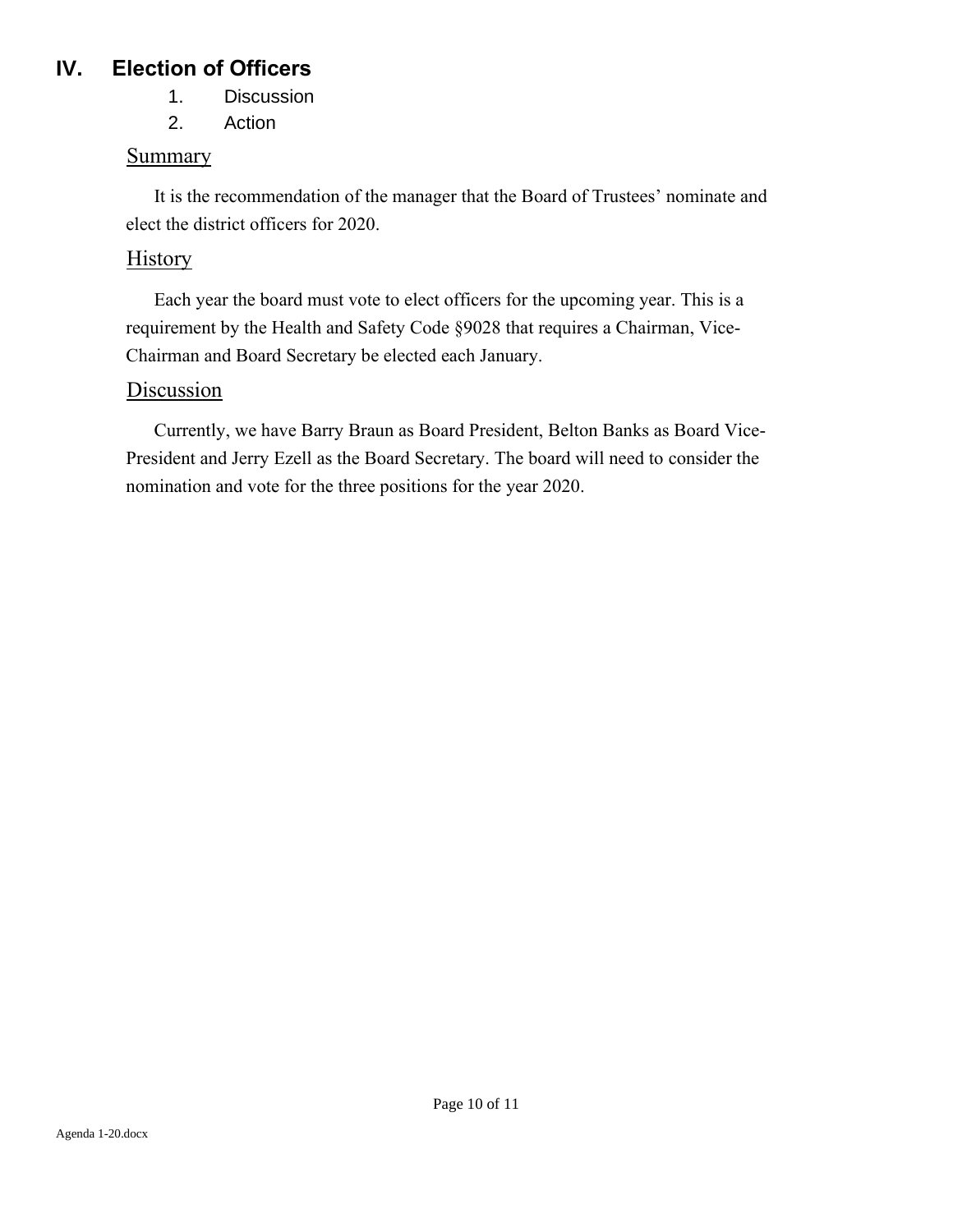## IV. Election of Officers

1. Discussion
2. Action

### Summary

It is the recommendation of the manager that the Board of Trustees' nominate and elect the district officers for 2020.

### History

Each year the board must vote to elect officers for the upcoming year. This is a requirement by the Health and Safety Code §9028 that requires a Chairman, Vice-Chairman and Board Secretary be elected each January.

### Discussion

Currently, we have Barry Braun as Board President, Belton Banks as Board Vice-President and Jerry Ezell as the Board Secretary. The board will need to consider the nomination and vote for the three positions for the year 2020.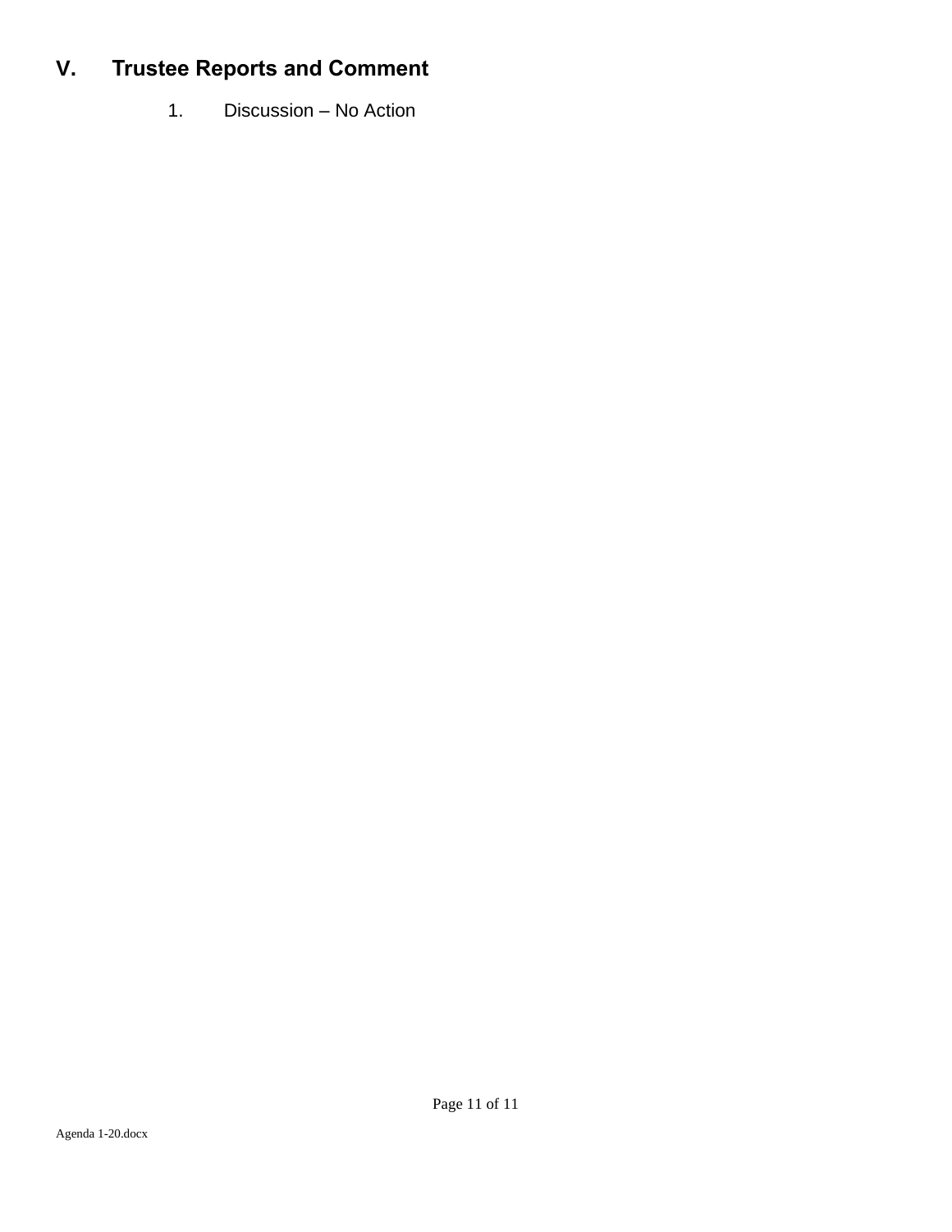## V. Trustee Reports and Comment

1. Discussion – No Action